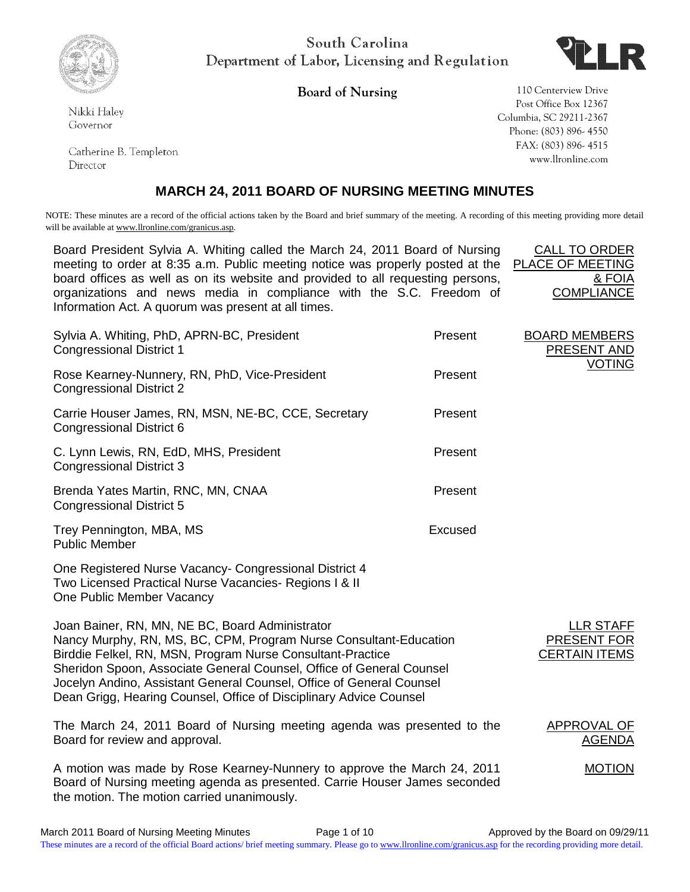South Carolina
Department of Labor, Licensing and Regulation

**Board of Nursing**

Nikki Haley
Governor

Catherine B. Templeton
Director

110 Centerview Drive
Post Office Box 12367
Columbia, SC 29211-2367
Phone: (803) 896- 4550
FAX: (803) 896- 4515
www.llronline.com

# MARCH 24, 2011 BOARD OF NURSING MEETING MINUTES

NOTE: These minutes are a record of the official actions taken by the Board and brief summary of the meeting. A recording of this meeting providing more detail will be available at www.llronline.com/granicus.asp.

**CALL TO ORDER PLACE OF MEETING & FOIA COMPLIANCE**

Board President Sylvia A. Whiting called the March 24, 2011 Board of Nursing meeting to order at 8:35 a.m. Public meeting notice was properly posted at the board offices as well as on its website and provided to all requesting persons, organizations and news media in compliance with the S.C. Freedom of Information Act. A quorum was present at all times.

**BOARD MEMBERS PRESENT AND VOTING**

| Member | Status |
|---|---|
| Sylvia A. Whiting, PhD, APRN-BC, President<br>Congressional District 1 | Present |
| Rose Kearney-Nunnery, RN, PhD, Vice-President<br>Congressional District 2 | Present |
| Carrie Houser James, RN, MSN, NE-BC, CCE, Secretary<br>Congressional District 6 | Present |
| C. Lynn Lewis, RN, EdD, MHS, President<br>Congressional District 3 | Present |
| Brenda Yates Martin, RNC, MN, CNAA<br>Congressional District 5 | Present |
| Trey Pennington, MBA, MS<br>Public Member | Excused |

One Registered Nurse Vacancy- Congressional District 4
Two Licensed Practical Nurse Vacancies- Regions I & II
One Public Member Vacancy

**LLR STAFF PRESENT FOR CERTAIN ITEMS**

Joan Bainer, RN, MN, NE BC, Board Administrator
Nancy Murphy, RN, MS, BC, CPM, Program Nurse Consultant-Education
Birddie Felkel, RN, MSN, Program Nurse Consultant-Practice
Sheridon Spoon, Associate General Counsel, Office of General Counsel
Jocelyn Andino, Assistant General Counsel, Office of General Counsel
Dean Grigg, Hearing Counsel, Office of Disciplinary Advice Counsel

**APPROVAL OF AGENDA**

The March 24, 2011 Board of Nursing meeting agenda was presented to the Board for review and approval.

**MOTION**

A motion was made by Rose Kearney-Nunnery to approve the March 24, 2011 Board of Nursing meeting agenda as presented. Carrie Houser James seconded the motion. The motion carried unanimously.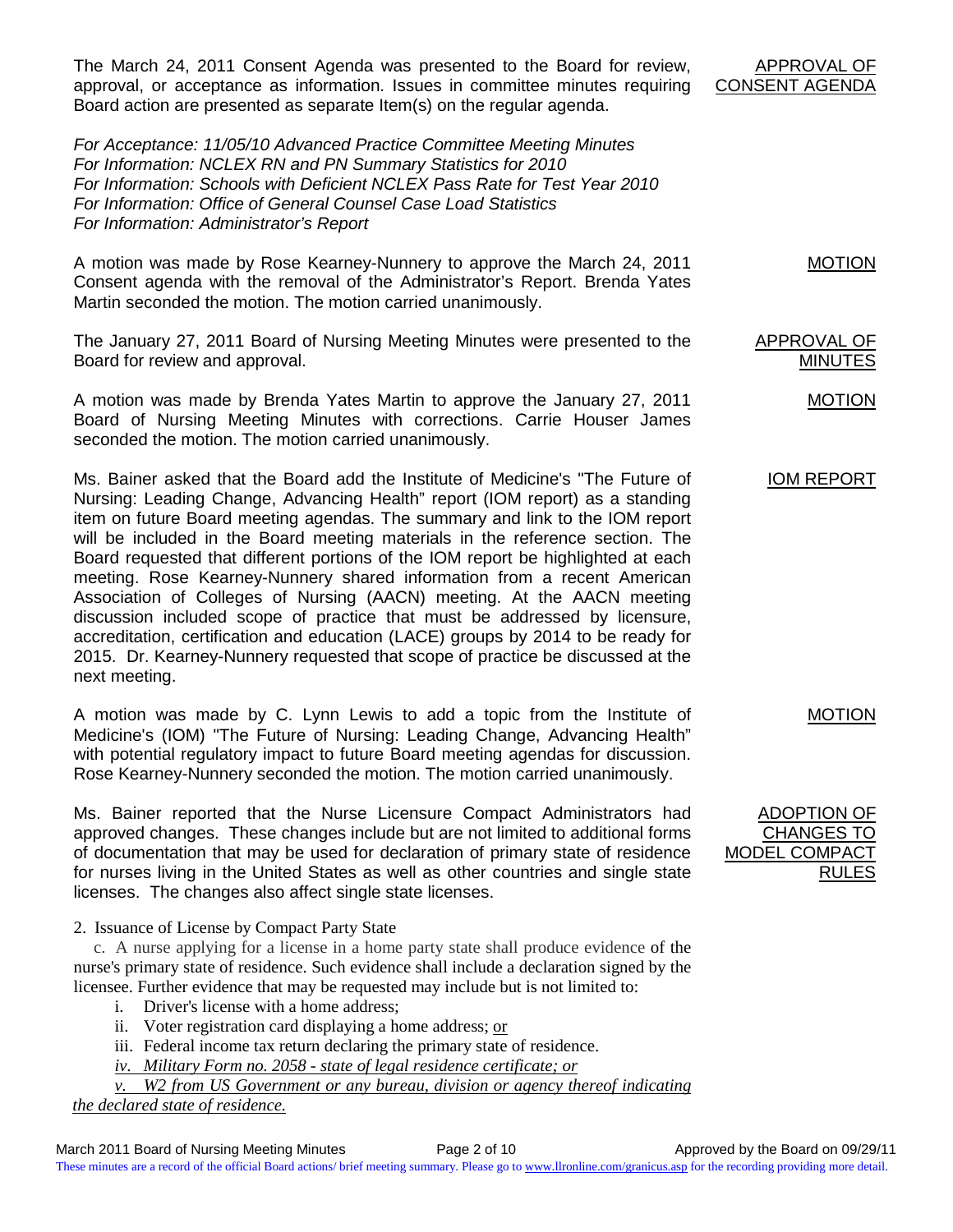The March 24, 2011 Consent Agenda was presented to the Board for review, approval, or acceptance as information. Issues in committee minutes requiring Board action are presented as separate Item(s) on the regular agenda.

APPROVAL OF CONSENT AGENDA

*For Acceptance: 11/05/10 Advanced Practice Committee Meeting Minutes*
*For Information: NCLEX RN and PN Summary Statistics for 2010*
*For Information: Schools with Deficient NCLEX Pass Rate for Test Year 2010*
*For Information: Office of General Counsel Case Load Statistics*
*For Information: Administrator's Report*

MOTION

A motion was made by Rose Kearney-Nunnery to approve the March 24, 2011 Consent agenda with the removal of the Administrator's Report. Brenda Yates Martin seconded the motion. The motion carried unanimously.

APPROVAL OF MINUTES

The January 27, 2011 Board of Nursing Meeting Minutes were presented to the Board for review and approval.

MOTION

A motion was made by Brenda Yates Martin to approve the January 27, 2011 Board of Nursing Meeting Minutes with corrections. Carrie Houser James seconded the motion. The motion carried unanimously.

IOM REPORT

Ms. Bainer asked that the Board add the Institute of Medicine's "The Future of Nursing: Leading Change, Advancing Health" report (IOM report) as a standing item on future Board meeting agendas. The summary and link to the IOM report will be included in the Board meeting materials in the reference section. The Board requested that different portions of the IOM report be highlighted at each meeting. Rose Kearney-Nunnery shared information from a recent American Association of Colleges of Nursing (AACN) meeting. At the AACN meeting discussion included scope of practice that must be addressed by licensure, accreditation, certification and education (LACE) groups by 2014 to be ready for 2015. Dr. Kearney-Nunnery requested that scope of practice be discussed at the next meeting.

MOTION

A motion was made by C. Lynn Lewis to add a topic from the Institute of Medicine's (IOM) "The Future of Nursing: Leading Change, Advancing Health" with potential regulatory impact to future Board meeting agendas for discussion. Rose Kearney-Nunnery seconded the motion. The motion carried unanimously.

ADOPTION OF CHANGES TO MODEL COMPACT RULES

Ms. Bainer reported that the Nurse Licensure Compact Administrators had approved changes. These changes include but are not limited to additional forms of documentation that may be used for declaration of primary state of residence for nurses living in the United States as well as other countries and single state licenses. The changes also affect single state licenses.

2. Issuance of License by Compact Party State

c. A nurse applying for a license in a home party state shall produce evidence of the nurse's primary state of residence. Such evidence shall include a declaration signed by the licensee. Further evidence that may be requested may include but is not limited to:

i. Driver's license with a home address;
ii. Voter registration card displaying a home address; <u>or</u>
iii. Federal income tax return declaring the primary state of residence.
*<u>iv. Military Form no. 2058 - state of legal residence certificate; or</u>*
*<u>v. W2 from US Government or any bureau, division or agency thereof indicating the declared state of residence.</u>*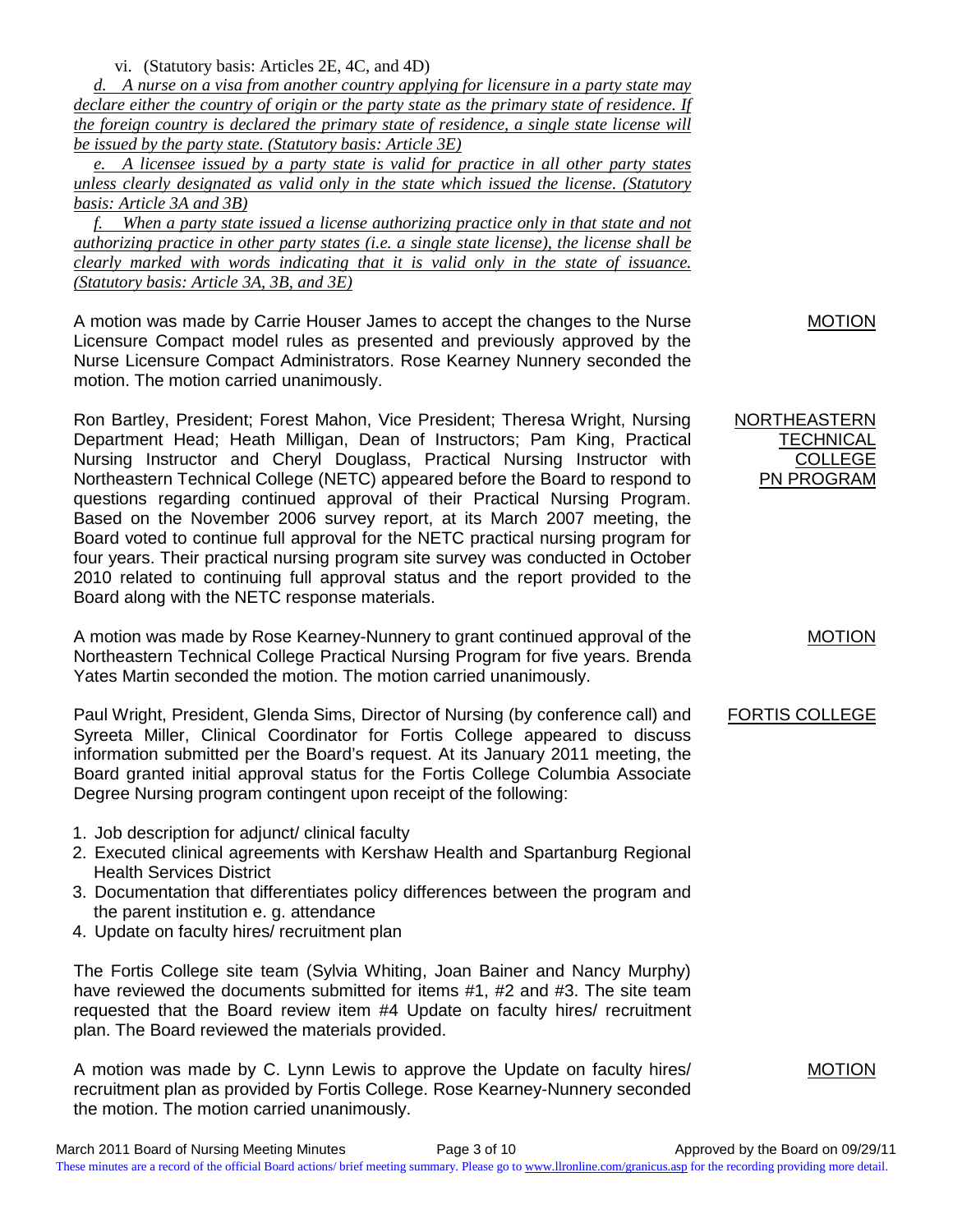vi. (Statutory basis: Articles 2E, 4C, and 4D)

*d. A nurse on a visa from another country applying for licensure in a party state may declare either the country of origin or the party state as the primary state of residence. If the foreign country is declared the primary state of residence, a single state license will be issued by the party state. (Statutory basis: Article 3E)*

*e. A licensee issued by a party state is valid for practice in all other party states unless clearly designated as valid only in the state which issued the license. (Statutory basis: Article 3A and 3B)*

*f. When a party state issued a license authorizing practice only in that state and not authorizing practice in other party states (i.e. a single state license), the license shall be clearly marked with words indicating that it is valid only in the state of issuance. (Statutory basis: Article 3A, 3B, and 3E)*

**MOTION**

A motion was made by Carrie Houser James to accept the changes to the Nurse Licensure Compact model rules as presented and previously approved by the Nurse Licensure Compact Administrators. Rose Kearney Nunnery seconded the motion. The motion carried unanimously.

**NORTHEASTERN TECHNICAL COLLEGE PN PROGRAM**

Ron Bartley, President; Forest Mahon, Vice President; Theresa Wright, Nursing Department Head; Heath Milligan, Dean of Instructors; Pam King, Practical Nursing Instructor and Cheryl Douglass, Practical Nursing Instructor with Northeastern Technical College (NETC) appeared before the Board to respond to questions regarding continued approval of their Practical Nursing Program. Based on the November 2006 survey report, at its March 2007 meeting, the Board voted to continue full approval for the NETC practical nursing program for four years. Their practical nursing program site survey was conducted in October 2010 related to continuing full approval status and the report provided to the Board along with the NETC response materials.

**MOTION**

A motion was made by Rose Kearney-Nunnery to grant continued approval of the Northeastern Technical College Practical Nursing Program for five years. Brenda Yates Martin seconded the motion. The motion carried unanimously.

**FORTIS COLLEGE**

Paul Wright, President, Glenda Sims, Director of Nursing (by conference call) and Syreeta Miller, Clinical Coordinator for Fortis College appeared to discuss information submitted per the Board's request. At its January 2011 meeting, the Board granted initial approval status for the Fortis College Columbia Associate Degree Nursing program contingent upon receipt of the following:

1. Job description for adjunct/ clinical faculty
2. Executed clinical agreements with Kershaw Health and Spartanburg Regional Health Services District
3. Documentation that differentiates policy differences between the program and the parent institution e. g. attendance
4. Update on faculty hires/ recruitment plan

The Fortis College site team (Sylvia Whiting, Joan Bainer and Nancy Murphy) have reviewed the documents submitted for items #1, #2 and #3. The site team requested that the Board review item #4 Update on faculty hires/ recruitment plan. The Board reviewed the materials provided.

**MOTION**

A motion was made by C. Lynn Lewis to approve the Update on faculty hires/ recruitment plan as provided by Fortis College. Rose Kearney-Nunnery seconded the motion. The motion carried unanimously.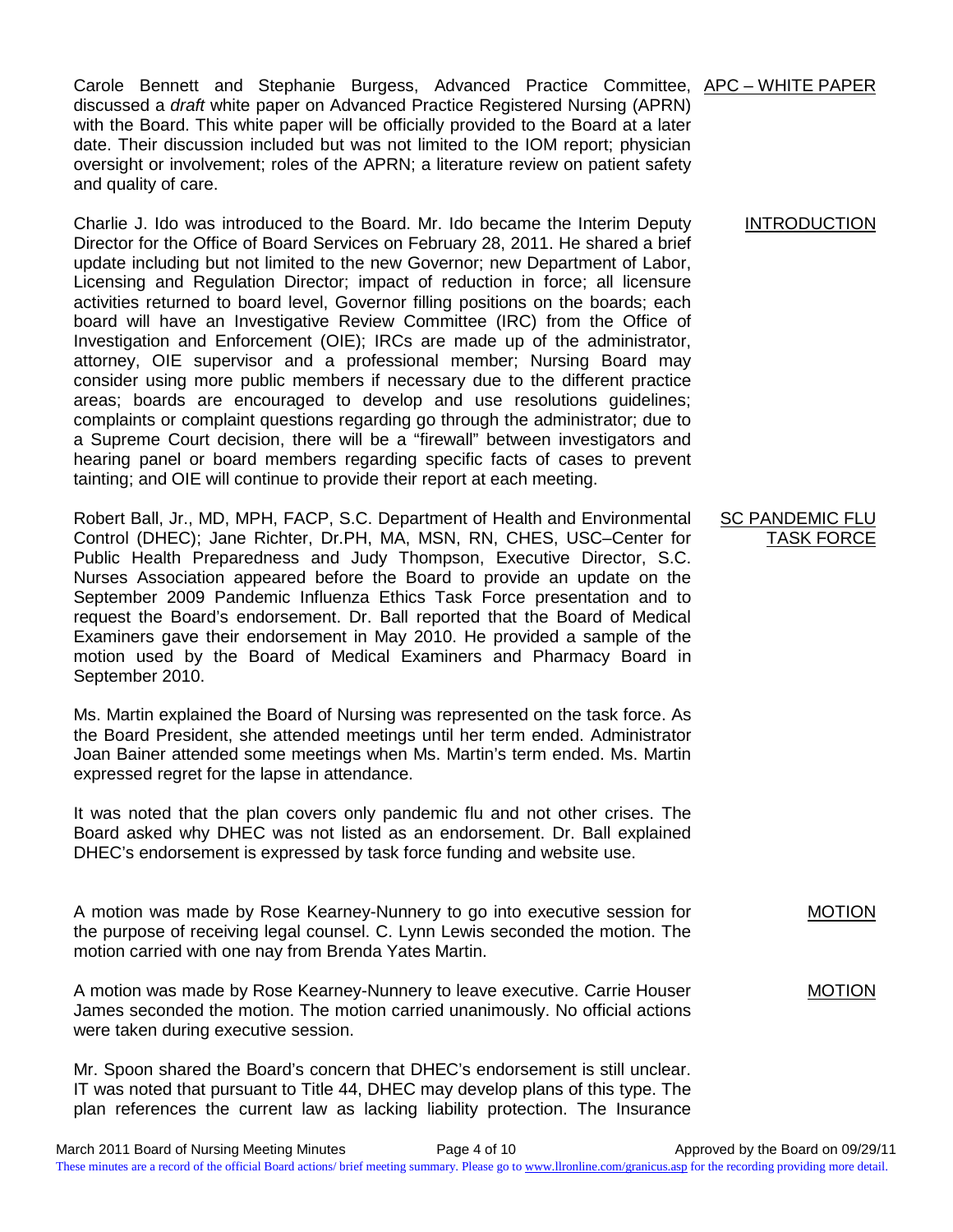**APC – WHITE PAPER**

Carole Bennett and Stephanie Burgess, Advanced Practice Committee, discussed a *draft* white paper on Advanced Practice Registered Nursing (APRN) with the Board. This white paper will be officially provided to the Board at a later date. Their discussion included but was not limited to the IOM report; physician oversight or involvement; roles of the APRN; a literature review on patient safety and quality of care.

**INTRODUCTION**

Charlie J. Ido was introduced to the Board. Mr. Ido became the Interim Deputy Director for the Office of Board Services on February 28, 2011. He shared a brief update including but not limited to the new Governor; new Department of Labor, Licensing and Regulation Director; impact of reduction in force; all licensure activities returned to board level, Governor filling positions on the boards; each board will have an Investigative Review Committee (IRC) from the Office of Investigation and Enforcement (OIE); IRCs are made up of the administrator, attorney, OIE supervisor and a professional member; Nursing Board may consider using more public members if necessary due to the different practice areas; boards are encouraged to develop and use resolutions guidelines; complaints or complaint questions regarding go through the administrator; due to a Supreme Court decision, there will be a "firewall" between investigators and hearing panel or board members regarding specific facts of cases to prevent tainting; and OIE will continue to provide their report at each meeting.

**SC PANDEMIC FLU TASK FORCE**

Robert Ball, Jr., MD, MPH, FACP, S.C. Department of Health and Environmental Control (DHEC); Jane Richter, Dr.PH, MA, MSN, RN, CHES, USC–Center for Public Health Preparedness and Judy Thompson, Executive Director, S.C. Nurses Association appeared before the Board to provide an update on the September 2009 Pandemic Influenza Ethics Task Force presentation and to request the Board's endorsement. Dr. Ball reported that the Board of Medical Examiners gave their endorsement in May 2010. He provided a sample of the motion used by the Board of Medical Examiners and Pharmacy Board in September 2010.

Ms. Martin explained the Board of Nursing was represented on the task force. As the Board President, she attended meetings until her term ended. Administrator Joan Bainer attended some meetings when Ms. Martin's term ended. Ms. Martin expressed regret for the lapse in attendance.

It was noted that the plan covers only pandemic flu and not other crises. The Board asked why DHEC was not listed as an endorsement. Dr. Ball explained DHEC's endorsement is expressed by task force funding and website use.

**MOTION**

A motion was made by Rose Kearney-Nunnery to go into executive session for the purpose of receiving legal counsel. C. Lynn Lewis seconded the motion. The motion carried with one nay from Brenda Yates Martin.

**MOTION**

A motion was made by Rose Kearney-Nunnery to leave executive. Carrie Houser James seconded the motion. The motion carried unanimously. No official actions were taken during executive session.

Mr. Spoon shared the Board's concern that DHEC's endorsement is still unclear. IT was noted that pursuant to Title 44, DHEC may develop plans of this type. The plan references the current law as lacking liability protection. The Insurance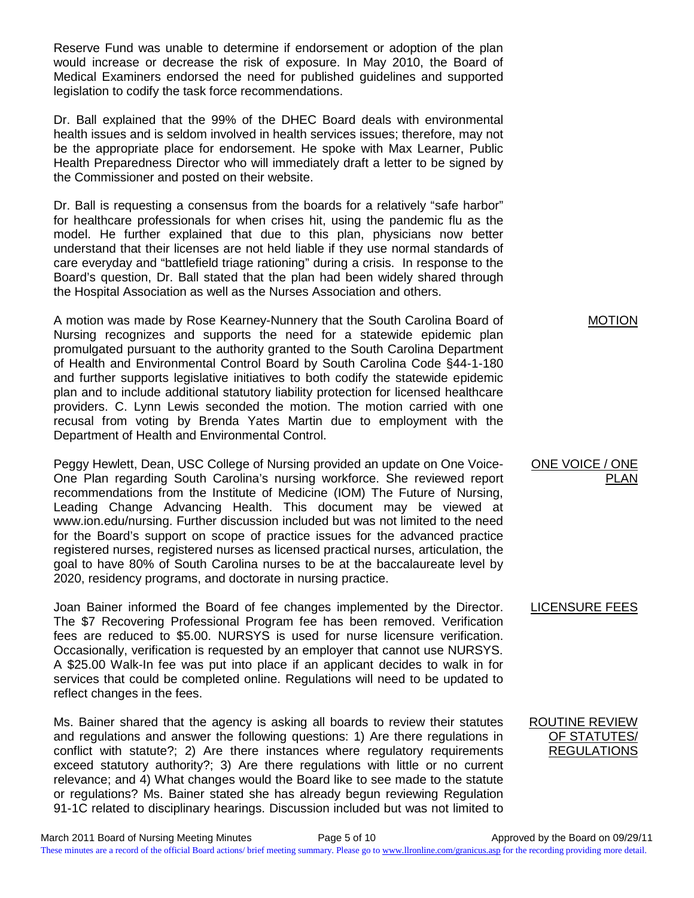Reserve Fund was unable to determine if endorsement or adoption of the plan would increase or decrease the risk of exposure. In May 2010, the Board of Medical Examiners endorsed the need for published guidelines and supported legislation to codify the task force recommendations.

Dr. Ball explained that the 99% of the DHEC Board deals with environmental health issues and is seldom involved in health services issues; therefore, may not be the appropriate place for endorsement. He spoke with Max Learner, Public Health Preparedness Director who will immediately draft a letter to be signed by the Commissioner and posted on their website.

Dr. Ball is requesting a consensus from the boards for a relatively "safe harbor" for healthcare professionals for when crises hit, using the pandemic flu as the model. He further explained that due to this plan, physicians now better understand that their licenses are not held liable if they use normal standards of care everyday and "battlefield triage rationing" during a crisis. In response to the Board's question, Dr. Ball stated that the plan had been widely shared through the Hospital Association as well as the Nurses Association and others.

<u>MOTION</u>

A motion was made by Rose Kearney-Nunnery that the South Carolina Board of Nursing recognizes and supports the need for a statewide epidemic plan promulgated pursuant to the authority granted to the South Carolina Department of Health and Environmental Control Board by South Carolina Code §44-1-180 and further supports legislative initiatives to both codify the statewide epidemic plan and to include additional statutory liability protection for licensed healthcare providers. C. Lynn Lewis seconded the motion. The motion carried with one recusal from voting by Brenda Yates Martin due to employment with the Department of Health and Environmental Control.

<u>ONE VOICE / ONE PLAN</u>

Peggy Hewlett, Dean, USC College of Nursing provided an update on One Voice-One Plan regarding South Carolina's nursing workforce. She reviewed report recommendations from the Institute of Medicine (IOM) The Future of Nursing, Leading Change Advancing Health. This document may be viewed at www.ion.edu/nursing. Further discussion included but was not limited to the need for the Board's support on scope of practice issues for the advanced practice registered nurses, registered nurses as licensed practical nurses, articulation, the goal to have 80% of South Carolina nurses to be at the baccalaureate level by 2020, residency programs, and doctorate in nursing practice.

<u>LICENSURE FEES</u>

Joan Bainer informed the Board of fee changes implemented by the Director. The \$7 Recovering Professional Program fee has been removed. Verification fees are reduced to \$5.00. NURSYS is used for nurse licensure verification. Occasionally, verification is requested by an employer that cannot use NURSYS. A \$25.00 Walk-In fee was put into place if an applicant decides to walk in for services that could be completed online. Regulations will need to be updated to reflect changes in the fees.

<u>ROUTINE REVIEW OF STATUTES/ REGULATIONS</u>

Ms. Bainer shared that the agency is asking all boards to review their statutes and regulations and answer the following questions: 1) Are there regulations in conflict with statute?; 2) Are there instances where regulatory requirements exceed statutory authority?; 3) Are there regulations with little or no current relevance; and 4) What changes would the Board like to see made to the statute or regulations? Ms. Bainer stated she has already begun reviewing Regulation 91-1C related to disciplinary hearings. Discussion included but was not limited to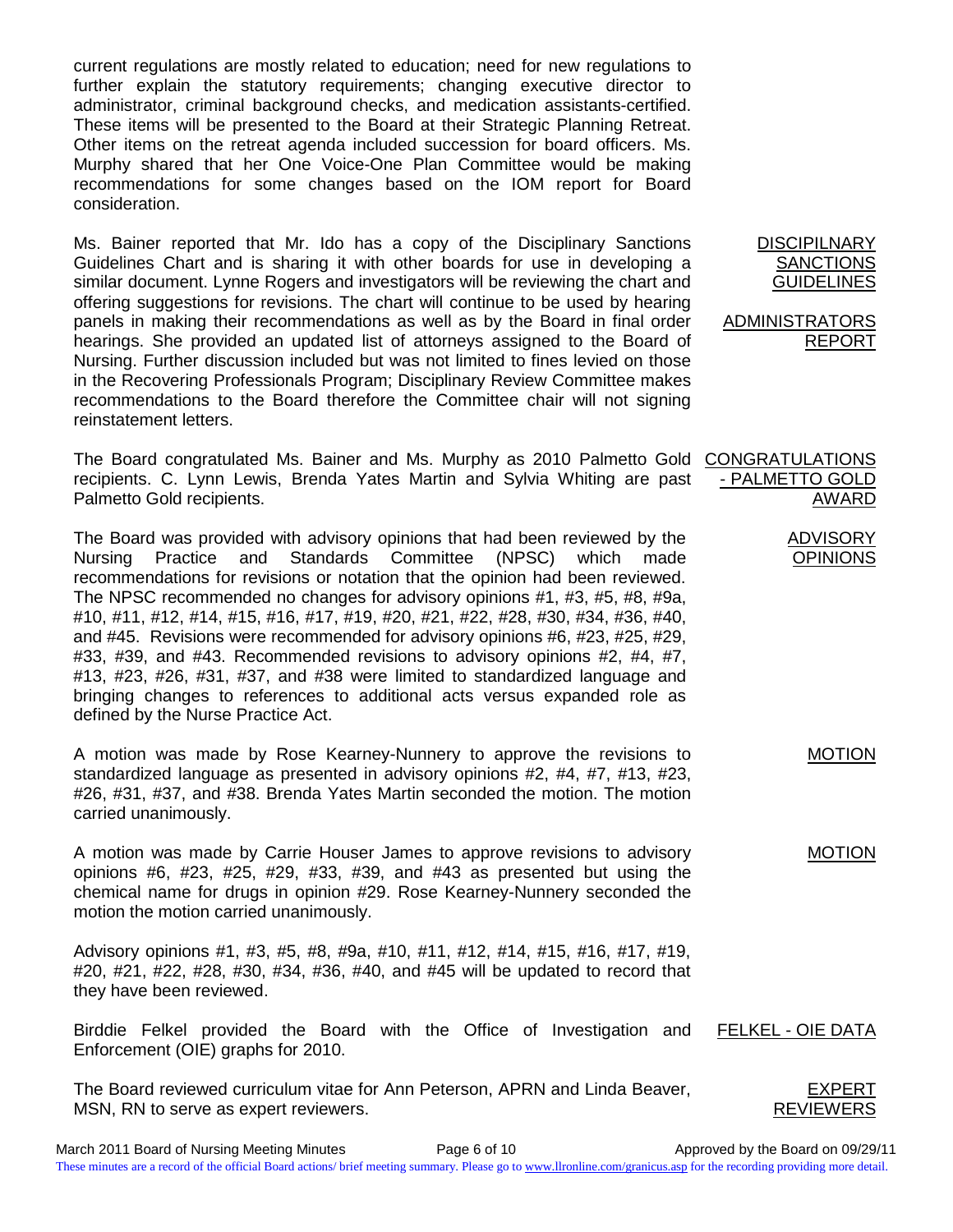current regulations are mostly related to education; need for new regulations to further explain the statutory requirements; changing executive director to administrator, criminal background checks, and medication assistants-certified. These items will be presented to the Board at their Strategic Planning Retreat. Other items on the retreat agenda included succession for board officers. Ms. Murphy shared that her One Voice-One Plan Committee would be making recommendations for some changes based on the IOM report for Board consideration.

**DISCIPILNARY SANCTIONS GUIDELINES**

**ADMINISTRATORS REPORT**

Ms. Bainer reported that Mr. Ido has a copy of the Disciplinary Sanctions Guidelines Chart and is sharing it with other boards for use in developing a similar document. Lynne Rogers and investigators will be reviewing the chart and offering suggestions for revisions. The chart will continue to be used by hearing panels in making their recommendations as well as by the Board in final order hearings. She provided an updated list of attorneys assigned to the Board of Nursing. Further discussion included but was not limited to fines levied on those in the Recovering Professionals Program; Disciplinary Review Committee makes recommendations to the Board therefore the Committee chair will not signing reinstatement letters.

**CONGRATULATIONS - PALMETTO GOLD AWARD**

The Board congratulated Ms. Bainer and Ms. Murphy as 2010 Palmetto Gold recipients. C. Lynn Lewis, Brenda Yates Martin and Sylvia Whiting are past Palmetto Gold recipients.

**ADVISORY OPINIONS**

The Board was provided with advisory opinions that had been reviewed by the Nursing Practice and Standards Committee (NPSC) which made recommendations for revisions or notation that the opinion had been reviewed. The NPSC recommended no changes for advisory opinions #1, #3, #5, #8, #9a, #10, #11, #12, #14, #15, #16, #17, #19, #20, #21, #22, #28, #30, #34, #36, #40, and #45. Revisions were recommended for advisory opinions #6, #23, #25, #29, #33, #39, and #43. Recommended revisions to advisory opinions #2, #4, #7, #13, #23, #26, #31, #37, and #38 were limited to standardized language and bringing changes to references to additional acts versus expanded role as defined by the Nurse Practice Act.

**MOTION**

A motion was made by Rose Kearney-Nunnery to approve the revisions to standardized language as presented in advisory opinions #2, #4, #7, #13, #23, #26, #31, #37, and #38. Brenda Yates Martin seconded the motion. The motion carried unanimously.

**MOTION**

A motion was made by Carrie Houser James to approve revisions to advisory opinions #6, #23, #25, #29, #33, #39, and #43 as presented but using the chemical name for drugs in opinion #29. Rose Kearney-Nunnery seconded the motion the motion carried unanimously.

Advisory opinions #1, #3, #5, #8, #9a, #10, #11, #12, #14, #15, #16, #17, #19, #20, #21, #22, #28, #30, #34, #36, #40, and #45 will be updated to record that they have been reviewed.

**FELKEL - OIE DATA**

Birddie Felkel provided the Board with the Office of Investigation and Enforcement (OIE) graphs for 2010.

**EXPERT REVIEWERS**

The Board reviewed curriculum vitae for Ann Peterson, APRN and Linda Beaver, MSN, RN to serve as expert reviewers.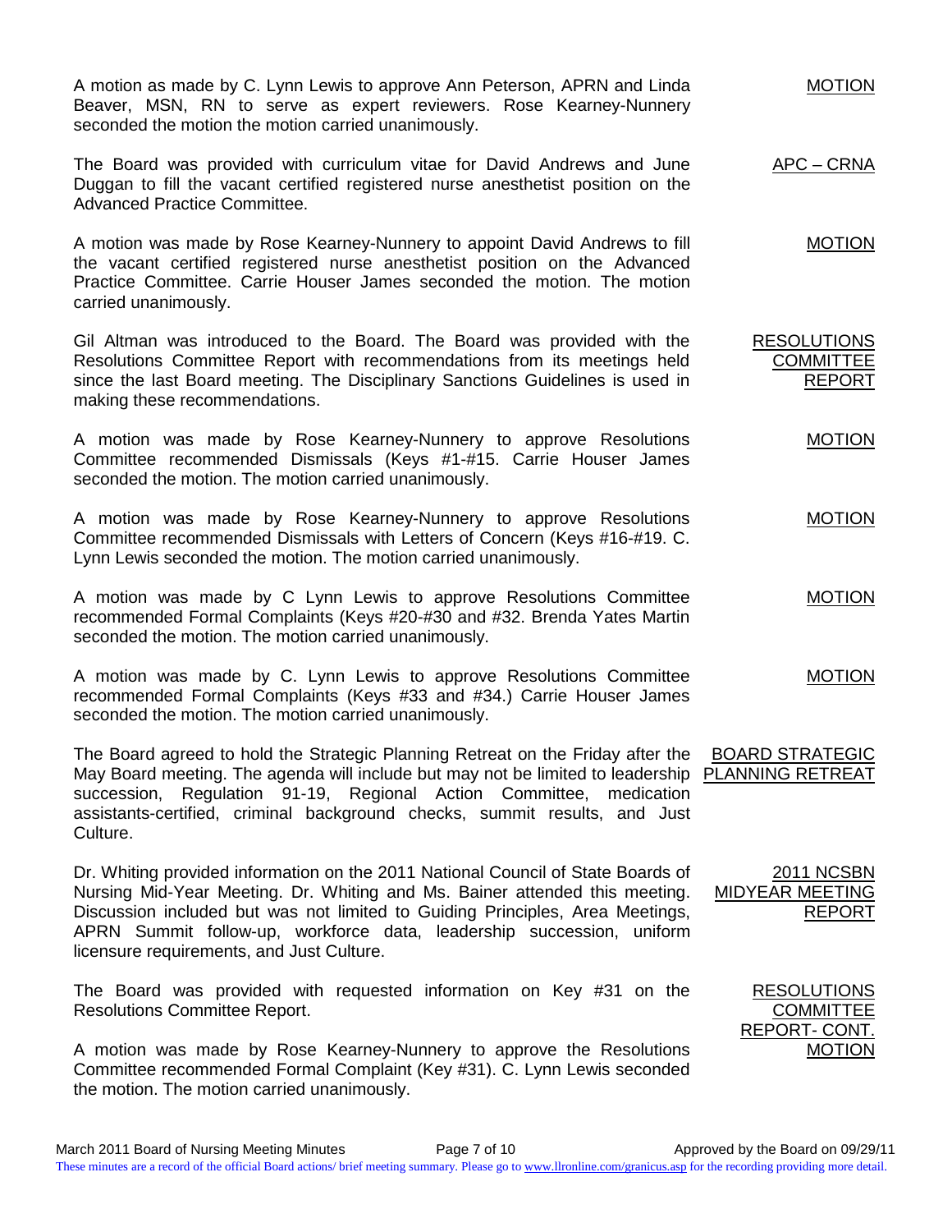A motion as made by C. Lynn Lewis to approve Ann Peterson, APRN and Linda Beaver, MSN, RN to serve as expert reviewers. Rose Kearney-Nunnery seconded the motion the motion carried unanimously.

**MOTION**

The Board was provided with curriculum vitae for David Andrews and June Duggan to fill the vacant certified registered nurse anesthetist position on the Advanced Practice Committee.

**APC – CRNA**

A motion was made by Rose Kearney-Nunnery to appoint David Andrews to fill the vacant certified registered nurse anesthetist position on the Advanced Practice Committee. Carrie Houser James seconded the motion. The motion carried unanimously.

**MOTION**

Gil Altman was introduced to the Board. The Board was provided with the Resolutions Committee Report with recommendations from its meetings held since the last Board meeting. The Disciplinary Sanctions Guidelines is used in making these recommendations.

**RESOLUTIONS COMMITTEE REPORT**

A motion was made by Rose Kearney-Nunnery to approve Resolutions Committee recommended Dismissals (Keys #1-#15. Carrie Houser James seconded the motion. The motion carried unanimously.

**MOTION**

A motion was made by Rose Kearney-Nunnery to approve Resolutions Committee recommended Dismissals with Letters of Concern (Keys #16-#19. C. Lynn Lewis seconded the motion. The motion carried unanimously.

**MOTION**

A motion was made by C Lynn Lewis to approve Resolutions Committee recommended Formal Complaints (Keys #20-#30 and #32. Brenda Yates Martin seconded the motion. The motion carried unanimously.

**MOTION**

A motion was made by C. Lynn Lewis to approve Resolutions Committee recommended Formal Complaints (Keys #33 and #34.) Carrie Houser James seconded the motion. The motion carried unanimously.

**MOTION**

The Board agreed to hold the Strategic Planning Retreat on the Friday after the May Board meeting. The agenda will include but may not be limited to leadership succession, Regulation 91-19, Regional Action Committee, medication assistants-certified, criminal background checks, summit results, and Just Culture.

**BOARD STRATEGIC PLANNING RETREAT**

Dr. Whiting provided information on the 2011 National Council of State Boards of Nursing Mid-Year Meeting. Dr. Whiting and Ms. Bainer attended this meeting. Discussion included but was not limited to Guiding Principles, Area Meetings, APRN Summit follow-up, workforce data, leadership succession, uniform licensure requirements, and Just Culture.

**2011 NCSBN MIDYEAR MEETING REPORT**

The Board was provided with requested information on Key #31 on the Resolutions Committee Report.

**RESOLUTIONS COMMITTEE REPORT- CONT.**

A motion was made by Rose Kearney-Nunnery to approve the Resolutions Committee recommended Formal Complaint (Key #31). C. Lynn Lewis seconded the motion. The motion carried unanimously.

**MOTION**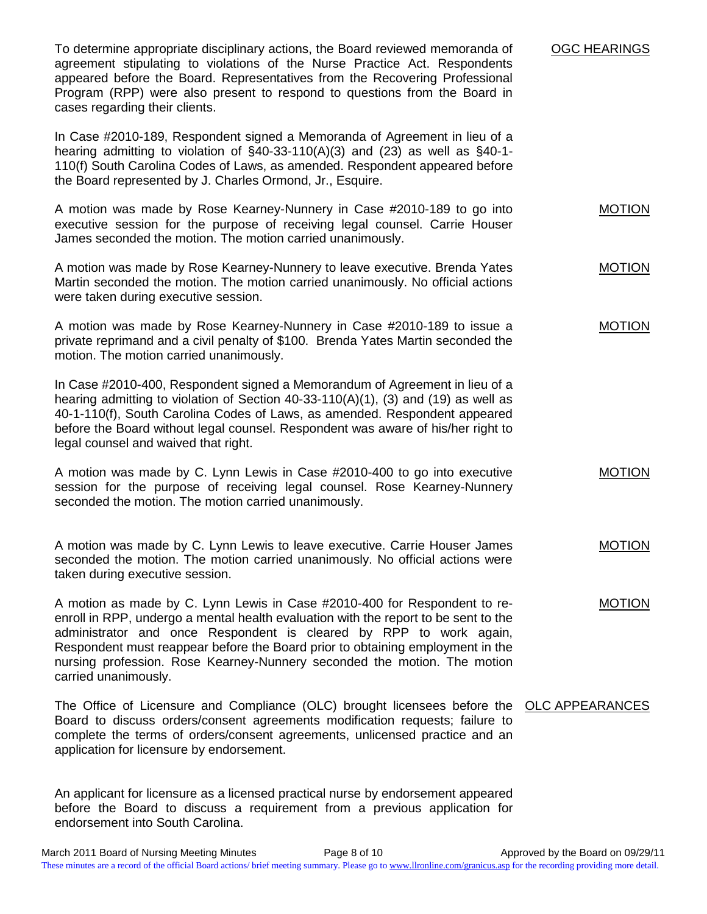**OGC HEARINGS**

To determine appropriate disciplinary actions, the Board reviewed memoranda of agreement stipulating to violations of the Nurse Practice Act. Respondents appeared before the Board. Representatives from the Recovering Professional Program (RPP) were also present to respond to questions from the Board in cases regarding their clients.

In Case #2010-189, Respondent signed a Memoranda of Agreement in lieu of a hearing admitting to violation of §40-33-110(A)(3) and (23) as well as §40-1-110(f) South Carolina Codes of Laws, as amended. Respondent appeared before the Board represented by J. Charles Ormond, Jr., Esquire.

**MOTION**

A motion was made by Rose Kearney-Nunnery in Case #2010-189 to go into executive session for the purpose of receiving legal counsel. Carrie Houser James seconded the motion. The motion carried unanimously.

**MOTION**

A motion was made by Rose Kearney-Nunnery to leave executive. Brenda Yates Martin seconded the motion. The motion carried unanimously. No official actions were taken during executive session.

**MOTION**

A motion was made by Rose Kearney-Nunnery in Case #2010-189 to issue a private reprimand and a civil penalty of $100. Brenda Yates Martin seconded the motion. The motion carried unanimously.

In Case #2010-400, Respondent signed a Memorandum of Agreement in lieu of a hearing admitting to violation of Section 40-33-110(A)(1), (3) and (19) as well as 40-1-110(f), South Carolina Codes of Laws, as amended. Respondent appeared before the Board without legal counsel. Respondent was aware of his/her right to legal counsel and waived that right.

**MOTION**

A motion was made by C. Lynn Lewis in Case #2010-400 to go into executive session for the purpose of receiving legal counsel. Rose Kearney-Nunnery seconded the motion. The motion carried unanimously.

**MOTION**

A motion was made by C. Lynn Lewis to leave executive. Carrie Houser James seconded the motion. The motion carried unanimously. No official actions were taken during executive session.

**MOTION**

A motion as made by C. Lynn Lewis in Case #2010-400 for Respondent to re-enroll in RPP, undergo a mental health evaluation with the report to be sent to the administrator and once Respondent is cleared by RPP to work again, Respondent must reappear before the Board prior to obtaining employment in the nursing profession. Rose Kearney-Nunnery seconded the motion. The motion carried unanimously.

**OLC APPEARANCES**

The Office of Licensure and Compliance (OLC) brought licensees before the Board to discuss orders/consent agreements modification requests; failure to complete the terms of orders/consent agreements, unlicensed practice and an application for licensure by endorsement.

An applicant for licensure as a licensed practical nurse by endorsement appeared before the Board to discuss a requirement from a previous application for endorsement into South Carolina.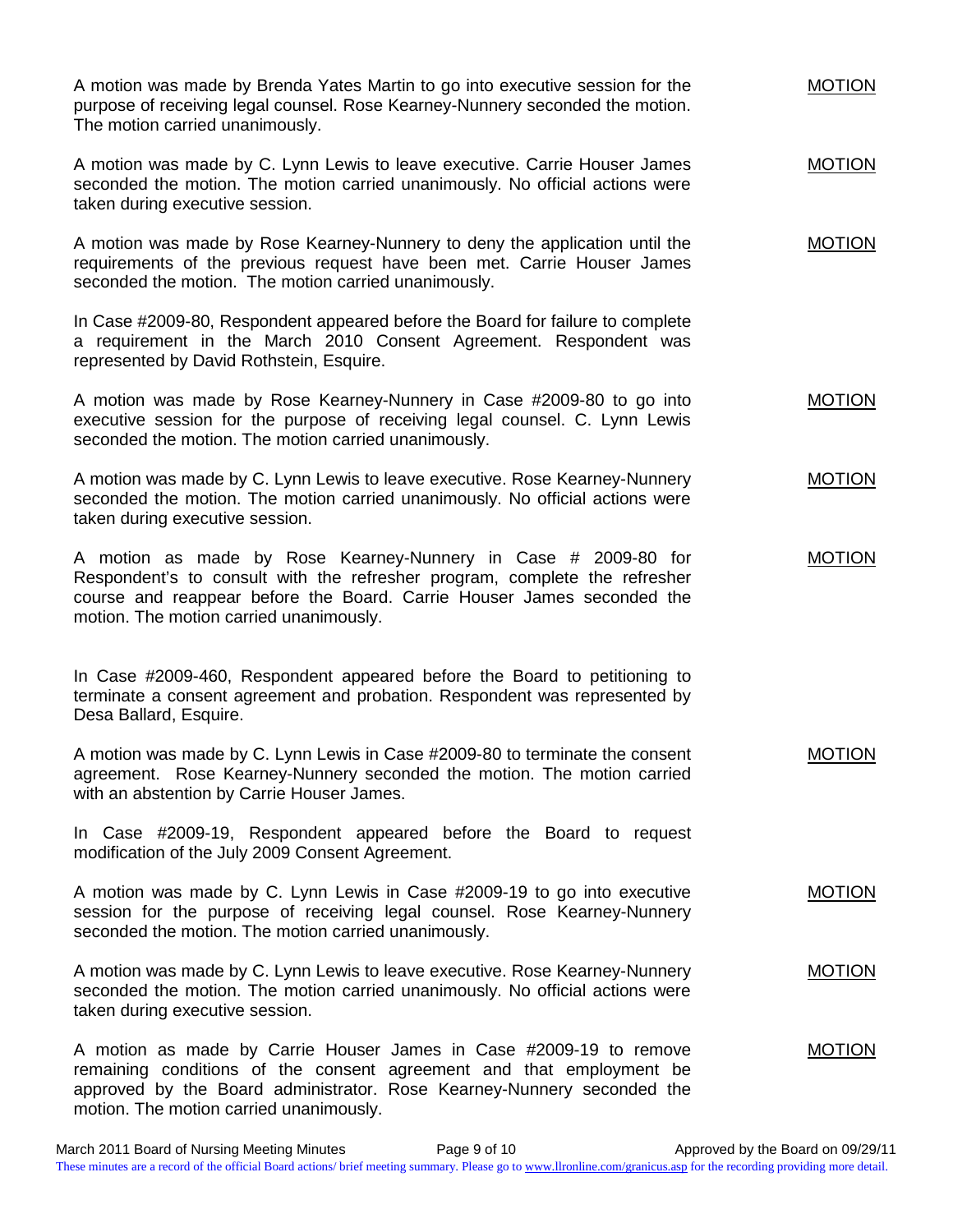A motion was made by Brenda Yates Martin to go into executive session for the purpose of receiving legal counsel. Rose Kearney-Nunnery seconded the motion. The motion carried unanimously. <u>MOTION</u>

A motion was made by C. Lynn Lewis to leave executive. Carrie Houser James seconded the motion. The motion carried unanimously. No official actions were taken during executive session. <u>MOTION</u>

A motion was made by Rose Kearney-Nunnery to deny the application until the requirements of the previous request have been met. Carrie Houser James seconded the motion. The motion carried unanimously. <u>MOTION</u>

In Case #2009-80, Respondent appeared before the Board for failure to complete a requirement in the March 2010 Consent Agreement. Respondent was represented by David Rothstein, Esquire.

A motion was made by Rose Kearney-Nunnery in Case #2009-80 to go into executive session for the purpose of receiving legal counsel. C. Lynn Lewis seconded the motion. The motion carried unanimously. <u>MOTION</u>

A motion was made by C. Lynn Lewis to leave executive. Rose Kearney-Nunnery seconded the motion. The motion carried unanimously. No official actions were taken during executive session. <u>MOTION</u>

A motion as made by Rose Kearney-Nunnery in Case # 2009-80 for Respondent's to consult with the refresher program, complete the refresher course and reappear before the Board. Carrie Houser James seconded the motion. The motion carried unanimously. <u>MOTION</u>

In Case #2009-460, Respondent appeared before the Board to petitioning to terminate a consent agreement and probation. Respondent was represented by Desa Ballard, Esquire.

A motion was made by C. Lynn Lewis in Case #2009-80 to terminate the consent agreement. Rose Kearney-Nunnery seconded the motion. The motion carried with an abstention by Carrie Houser James. <u>MOTION</u>

In Case #2009-19, Respondent appeared before the Board to request modification of the July 2009 Consent Agreement.

A motion was made by C. Lynn Lewis in Case #2009-19 to go into executive session for the purpose of receiving legal counsel. Rose Kearney-Nunnery seconded the motion. The motion carried unanimously. <u>MOTION</u>

A motion was made by C. Lynn Lewis to leave executive. Rose Kearney-Nunnery seconded the motion. The motion carried unanimously. No official actions were taken during executive session. <u>MOTION</u>

A motion as made by Carrie Houser James in Case #2009-19 to remove remaining conditions of the consent agreement and that employment be approved by the Board administrator. Rose Kearney-Nunnery seconded the motion. The motion carried unanimously. <u>MOTION</u>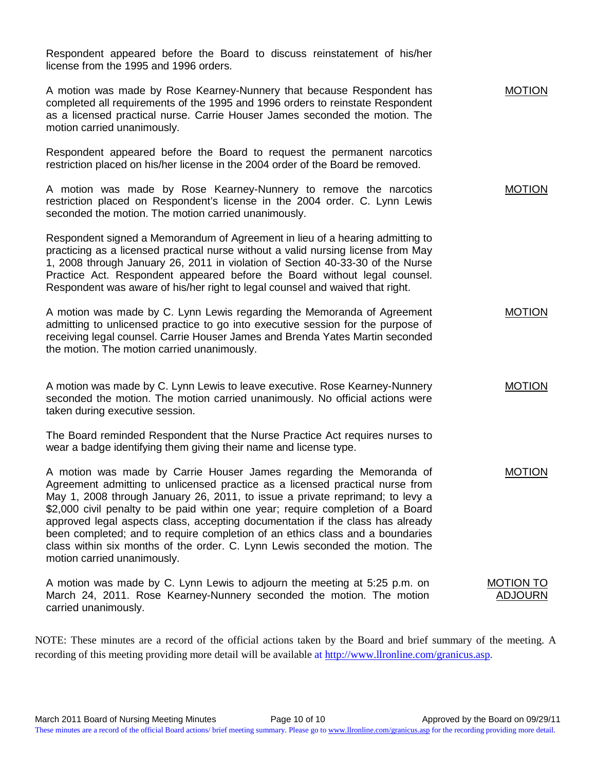Respondent appeared before the Board to discuss reinstatement of his/her license from the 1995 and 1996 orders.

A motion was made by Rose Kearney-Nunnery that because Respondent has completed all requirements of the 1995 and 1996 orders to reinstate Respondent as a licensed practical nurse. Carrie Houser James seconded the motion. The motion carried unanimously.

MOTION

Respondent appeared before the Board to request the permanent narcotics restriction placed on his/her license in the 2004 order of the Board be removed.

A motion was made by Rose Kearney-Nunnery to remove the narcotics restriction placed on Respondent's license in the 2004 order. C. Lynn Lewis seconded the motion. The motion carried unanimously.

MOTION

Respondent signed a Memorandum of Agreement in lieu of a hearing admitting to practicing as a licensed practical nurse without a valid nursing license from May 1, 2008 through January 26, 2011 in violation of Section 40-33-30 of the Nurse Practice Act. Respondent appeared before the Board without legal counsel. Respondent was aware of his/her right to legal counsel and waived that right.

A motion was made by C. Lynn Lewis regarding the Memoranda of Agreement admitting to unlicensed practice to go into executive session for the purpose of receiving legal counsel. Carrie Houser James and Brenda Yates Martin seconded the motion. The motion carried unanimously.

MOTION

A motion was made by C. Lynn Lewis to leave executive. Rose Kearney-Nunnery seconded the motion. The motion carried unanimously. No official actions were taken during executive session.

MOTION

The Board reminded Respondent that the Nurse Practice Act requires nurses to wear a badge identifying them giving their name and license type.

A motion was made by Carrie Houser James regarding the Memoranda of Agreement admitting to unlicensed practice as a licensed practical nurse from May 1, 2008 through January 26, 2011, to issue a private reprimand; to levy a $2,000 civil penalty to be paid within one year; require completion of a Board approved legal aspects class, accepting documentation if the class has already been completed; and to require completion of an ethics class and a boundaries class within six months of the order. C. Lynn Lewis seconded the motion. The motion carried unanimously.

MOTION

A motion was made by C. Lynn Lewis to adjourn the meeting at 5:25 p.m. on March 24, 2011. Rose Kearney-Nunnery seconded the motion. The motion carried unanimously.

MOTION TO ADJOURN

NOTE: These minutes are a record of the official actions taken by the Board and brief summary of the meeting. A recording of this meeting providing more detail will be available at http://www.llronline.com/granicus.asp.